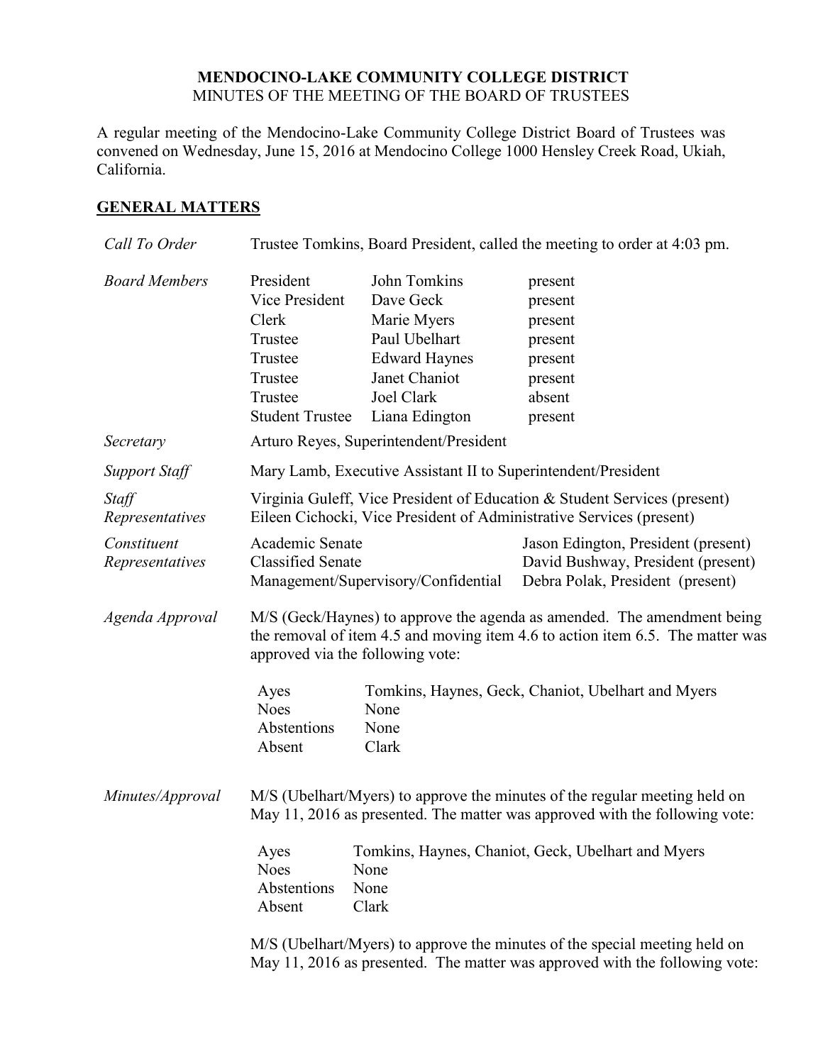**MENDOCINO-LAKE COMMUNITY COLLEGE DISTRICT**
MINUTES OF THE MEETING OF THE BOARD OF TRUSTEES

A regular meeting of the Mendocino-Lake Community College District Board of Trustees was convened on Wednesday, June 15, 2016 at Mendocino College 1000 Hensley Creek Road, Ukiah, California.

## GENERAL MATTERS

*Call To Order* — Trustee Tomkins, Board President, called the meeting to order at 4:03 pm.

*Board Members*

| | | |
|---|---|---|
| President | John Tomkins | present |
| Vice President | Dave Geck | present |
| Clerk | Marie Myers | present |
| Trustee | Paul Ubelhart | present |
| Trustee | Edward Haynes | present |
| Trustee | Janet Chaniot | present |
| Trustee | Joel Clark | absent |
| Student Trustee | Liana Edington | present |

*Secretary* — Arturo Reyes, Superintendent/President

*Support Staff* — Mary Lamb, Executive Assistant II to Superintendent/President

*Staff Representatives* — Virginia Guleff, Vice President of Education & Student Services (present)
Eileen Cichocki, Vice President of Administrative Services (present)

*Constituent Representatives*

| | |
|---|---|
| Academic Senate | Jason Edington, President (present) |
| Classified Senate | David Bushway, President (present) |
| Management/Supervisory/Confidential | Debra Polak, President (present) |

*Agenda Approval* — M/S (Geck/Haynes) to approve the agenda as amended. The amendment being the removal of item 4.5 and moving item 4.6 to action item 6.5. The matter was approved via the following vote:

| | |
|---|---|
| Ayes | Tomkins, Haynes, Geck, Chaniot, Ubelhart and Myers |
| Noes | None |
| Abstentions | None |
| Absent | Clark |

*Minutes/Approval* — M/S (Ubelhart/Myers) to approve the minutes of the regular meeting held on May 11, 2016 as presented. The matter was approved with the following vote:

| | |
|---|---|
| Ayes | Tomkins, Haynes, Chaniot, Geck, Ubelhart and Myers |
| Noes | None |
| Abstentions | None |
| Absent | Clark |

M/S (Ubelhart/Myers) to approve the minutes of the special meeting held on May 11, 2016 as presented. The matter was approved with the following vote: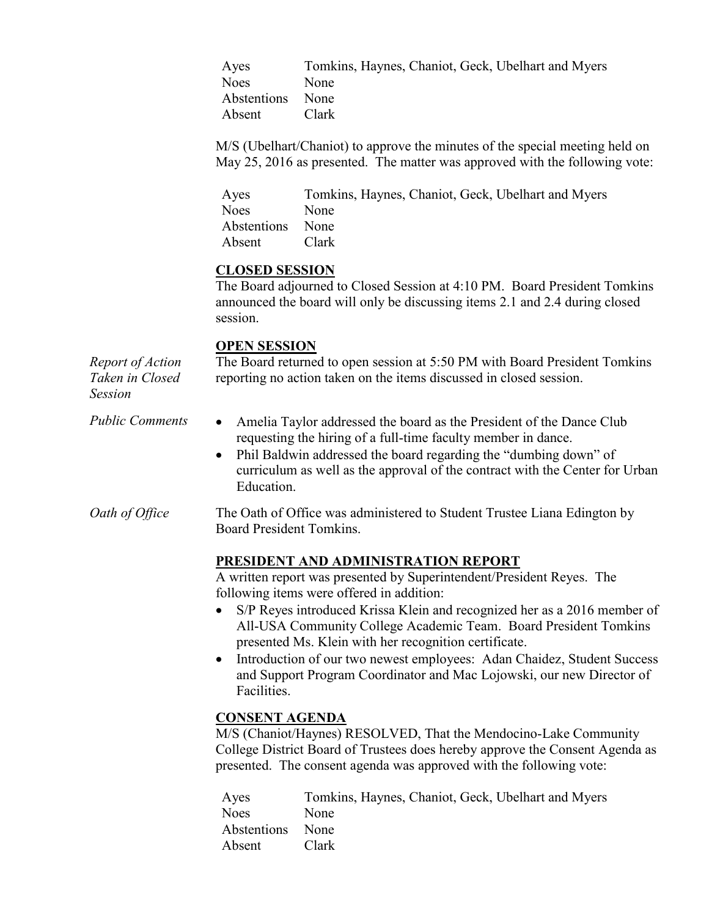| | |
|---|---|
| Ayes | Tomkins, Haynes, Chaniot, Geck, Ubelhart and Myers |
| Noes | None |
| Abstentions | None |
| Absent | Clark |

M/S (Ubelhart/Chaniot) to approve the minutes of the special meeting held on May 25, 2016 as presented. The matter was approved with the following vote:

| | |
|---|---|
| Ayes | Tomkins, Haynes, Chaniot, Geck, Ubelhart and Myers |
| Noes | None |
| Abstentions | None |
| Absent | Clark |

## CLOSED SESSION

The Board adjourned to Closed Session at 4:10 PM. Board President Tomkins announced the board will only be discussing items 2.1 and 2.4 during closed session.

## OPEN SESSION

*Report of Action Taken in Closed Session*

The Board returned to open session at 5:50 PM with Board President Tomkins reporting no action taken on the items discussed in closed session.

*Public Comments*

- Amelia Taylor addressed the board as the President of the Dance Club requesting the hiring of a full-time faculty member in dance.
- Phil Baldwin addressed the board regarding the "dumbing down" of curriculum as well as the approval of the contract with the Center for Urban Education.

*Oath of Office*

The Oath of Office was administered to Student Trustee Liana Edington by Board President Tomkins.

## PRESIDENT AND ADMINISTRATION REPORT

A written report was presented by Superintendent/President Reyes. The following items were offered in addition:

- S/P Reyes introduced Krissa Klein and recognized her as a 2016 member of All-USA Community College Academic Team. Board President Tomkins presented Ms. Klein with her recognition certificate.
- Introduction of our two newest employees: Adan Chaidez, Student Success and Support Program Coordinator and Mac Lojowski, our new Director of Facilities.

## CONSENT AGENDA

M/S (Chaniot/Haynes) RESOLVED, That the Mendocino-Lake Community College District Board of Trustees does hereby approve the Consent Agenda as presented. The consent agenda was approved with the following vote:

| | |
|---|---|
| Ayes | Tomkins, Haynes, Chaniot, Geck, Ubelhart and Myers |
| Noes | None |
| Abstentions | None |
| Absent | Clark |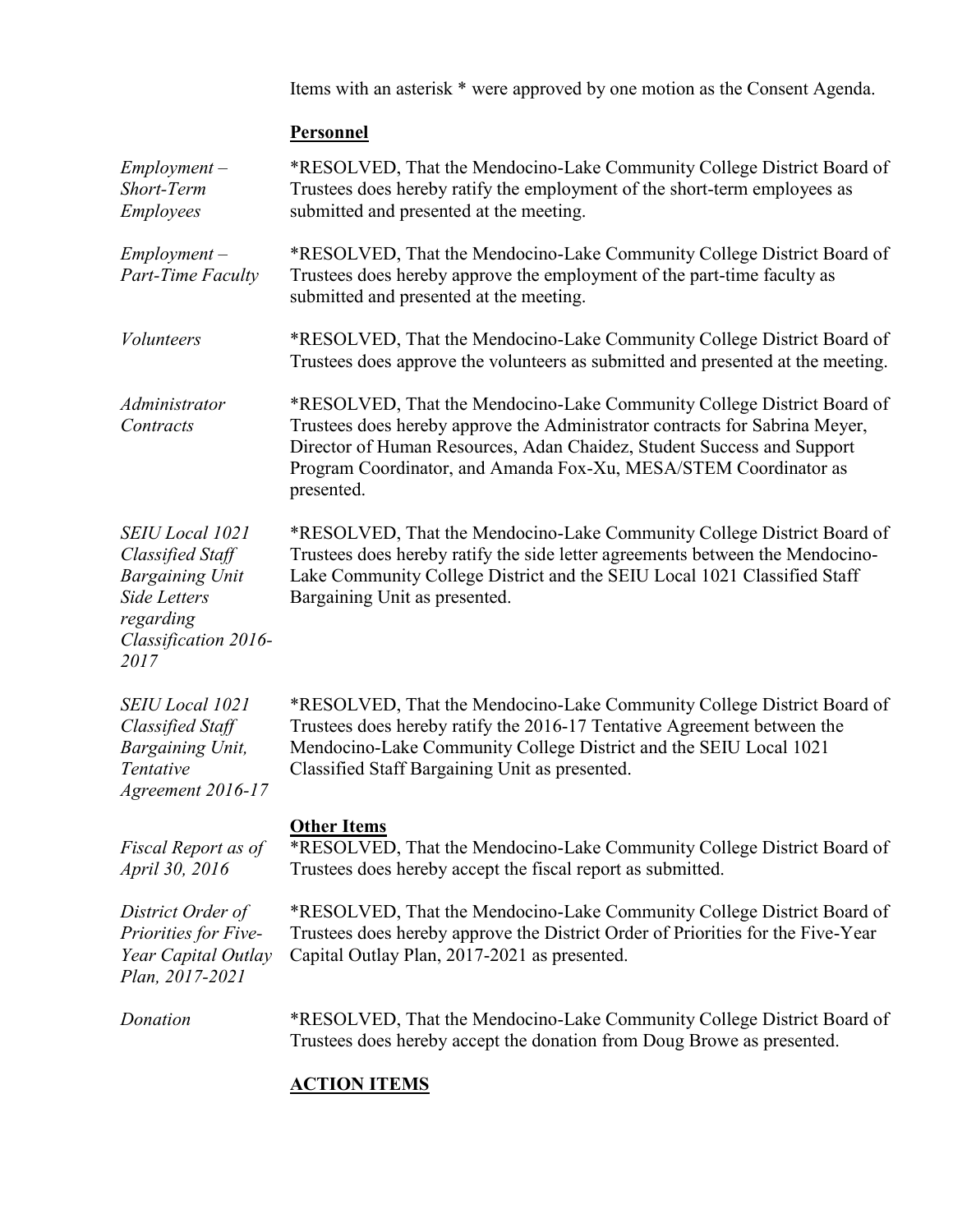Items with an asterisk * were approved by one motion as the Consent Agenda.

**Personnel**

*Employment – Short-Term Employees*

*RESOLVED, That the Mendocino-Lake Community College District Board of Trustees does hereby ratify the employment of the short-term employees as submitted and presented at the meeting.

*Employment – Part-Time Faculty*

*RESOLVED, That the Mendocino-Lake Community College District Board of Trustees does hereby approve the employment of the part-time faculty as submitted and presented at the meeting.

*Volunteers*

*RESOLVED, That the Mendocino-Lake Community College District Board of Trustees does approve the volunteers as submitted and presented at the meeting.

*Administrator Contracts*

*RESOLVED, That the Mendocino-Lake Community College District Board of Trustees does hereby approve the Administrator contracts for Sabrina Meyer, Director of Human Resources, Adan Chaidez, Student Success and Support Program Coordinator, and Amanda Fox-Xu, MESA/STEM Coordinator as presented.

*SEIU Local 1021 Classified Staff Bargaining Unit Side Letters regarding Classification 2016-2017*

*RESOLVED, That the Mendocino-Lake Community College District Board of Trustees does hereby ratify the side letter agreements between the Mendocino-Lake Community College District and the SEIU Local 1021 Classified Staff Bargaining Unit as presented.

*SEIU Local 1021 Classified Staff Bargaining Unit, Tentative Agreement 2016-17*

*RESOLVED, That the Mendocino-Lake Community College District Board of Trustees does hereby ratify the 2016-17 Tentative Agreement between the Mendocino-Lake Community College District and the SEIU Local 1021 Classified Staff Bargaining Unit as presented.

**Other Items**

*Fiscal Report as of April 30, 2016*

*RESOLVED, That the Mendocino-Lake Community College District Board of Trustees does hereby accept the fiscal report as submitted.

*District Order of Priorities for Five-Year Capital Outlay Plan, 2017-2021*

*RESOLVED, That the Mendocino-Lake Community College District Board of Trustees does hereby approve the District Order of Priorities for the Five-Year Capital Outlay Plan, 2017-2021 as presented.

*Donation*

*RESOLVED, That the Mendocino-Lake Community College District Board of Trustees does hereby accept the donation from Doug Browe as presented.

**ACTION ITEMS**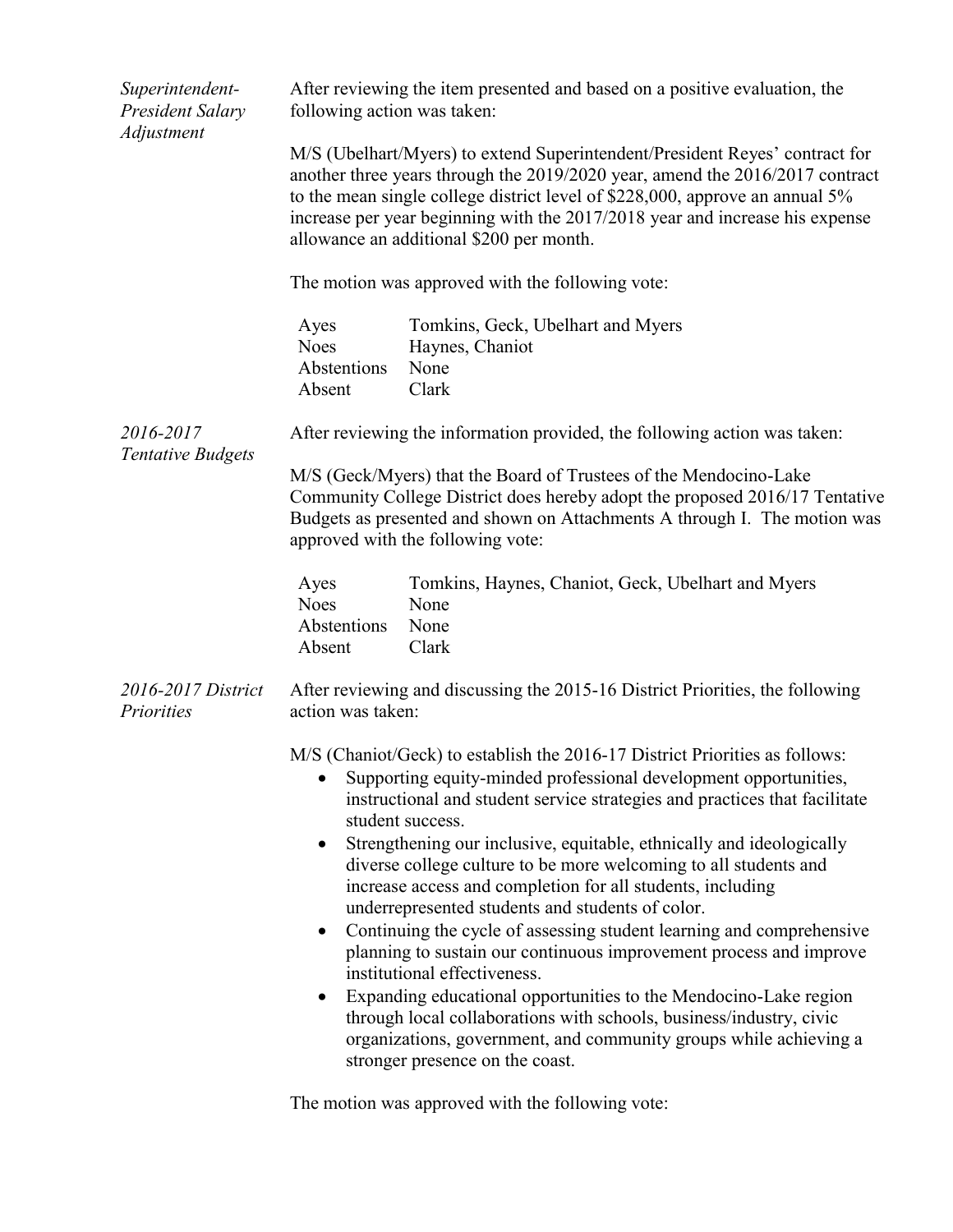*Superintendent-President Salary Adjustment*

After reviewing the item presented and based on a positive evaluation, the following action was taken:

M/S (Ubelhart/Myers) to extend Superintendent/President Reyes' contract for another three years through the 2019/2020 year, amend the 2016/2017 contract to the mean single college district level of $228,000, approve an annual 5% increase per year beginning with the 2017/2018 year and increase his expense allowance an additional $200 per month.

The motion was approved with the following vote:

| | |
|---|---|
| Ayes | Tomkins, Geck, Ubelhart and Myers |
| Noes | Haynes, Chaniot |
| Abstentions | None |
| Absent | Clark |

*2016-2017 Tentative Budgets*

After reviewing the information provided, the following action was taken:

M/S (Geck/Myers) that the Board of Trustees of the Mendocino-Lake Community College District does hereby adopt the proposed 2016/17 Tentative Budgets as presented and shown on Attachments A through I. The motion was approved with the following vote:

| | |
|---|---|
| Ayes | Tomkins, Haynes, Chaniot, Geck, Ubelhart and Myers |
| Noes | None |
| Abstentions | None |
| Absent | Clark |

*2016-2017 District Priorities*

After reviewing and discussing the 2015-16 District Priorities, the following action was taken:

M/S (Chaniot/Geck) to establish the 2016-17 District Priorities as follows:

- Supporting equity-minded professional development opportunities, instructional and student service strategies and practices that facilitate student success.
- Strengthening our inclusive, equitable, ethnically and ideologically diverse college culture to be more welcoming to all students and increase access and completion for all students, including underrepresented students and students of color.
- Continuing the cycle of assessing student learning and comprehensive planning to sustain our continuous improvement process and improve institutional effectiveness.
- Expanding educational opportunities to the Mendocino-Lake region through local collaborations with schools, business/industry, civic organizations, government, and community groups while achieving a stronger presence on the coast.

The motion was approved with the following vote: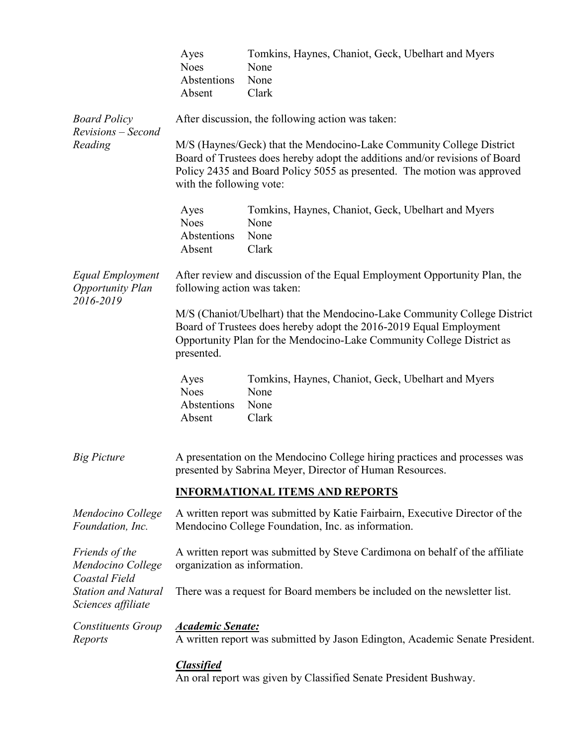| | |
|---|---|
| Ayes | Tomkins, Haynes, Chaniot, Geck, Ubelhart and Myers |
| Noes | None |
| Abstentions | None |
| Absent | Clark |

*Board Policy Revisions – Second Reading*

After discussion, the following action was taken:

M/S (Haynes/Geck) that the Mendocino-Lake Community College District Board of Trustees does hereby adopt the additions and/or revisions of Board Policy 2435 and Board Policy 5055 as presented. The motion was approved with the following vote:

| | |
|---|---|
| Ayes | Tomkins, Haynes, Chaniot, Geck, Ubelhart and Myers |
| Noes | None |
| Abstentions | None |
| Absent | Clark |

*Equal Employment Opportunity Plan 2016-2019*

After review and discussion of the Equal Employment Opportunity Plan, the following action was taken:

M/S (Chaniot/Ubelhart) that the Mendocino-Lake Community College District Board of Trustees does hereby adopt the 2016-2019 Equal Employment Opportunity Plan for the Mendocino-Lake Community College District as presented.

| | |
|---|---|
| Ayes | Tomkins, Haynes, Chaniot, Geck, Ubelhart and Myers |
| Noes | None |
| Abstentions | None |
| Absent | Clark |

*Big Picture*

A presentation on the Mendocino College hiring practices and processes was presented by Sabrina Meyer, Director of Human Resources.

## INFORMATIONAL ITEMS AND REPORTS

*Mendocino College Foundation, Inc.*

A written report was submitted by Katie Fairbairn, Executive Director of the Mendocino College Foundation, Inc. as information.

*Friends of the Mendocino College Coastal Field Station and Natural Sciences affiliate*

A written report was submitted by Steve Cardimona on behalf of the affiliate organization as information.

There was a request for Board members be included on the newsletter list.

*Constituents Group Reports*

***Academic Senate:***
A written report was submitted by Jason Edington, Academic Senate President.

***Classified***
An oral report was given by Classified Senate President Bushway.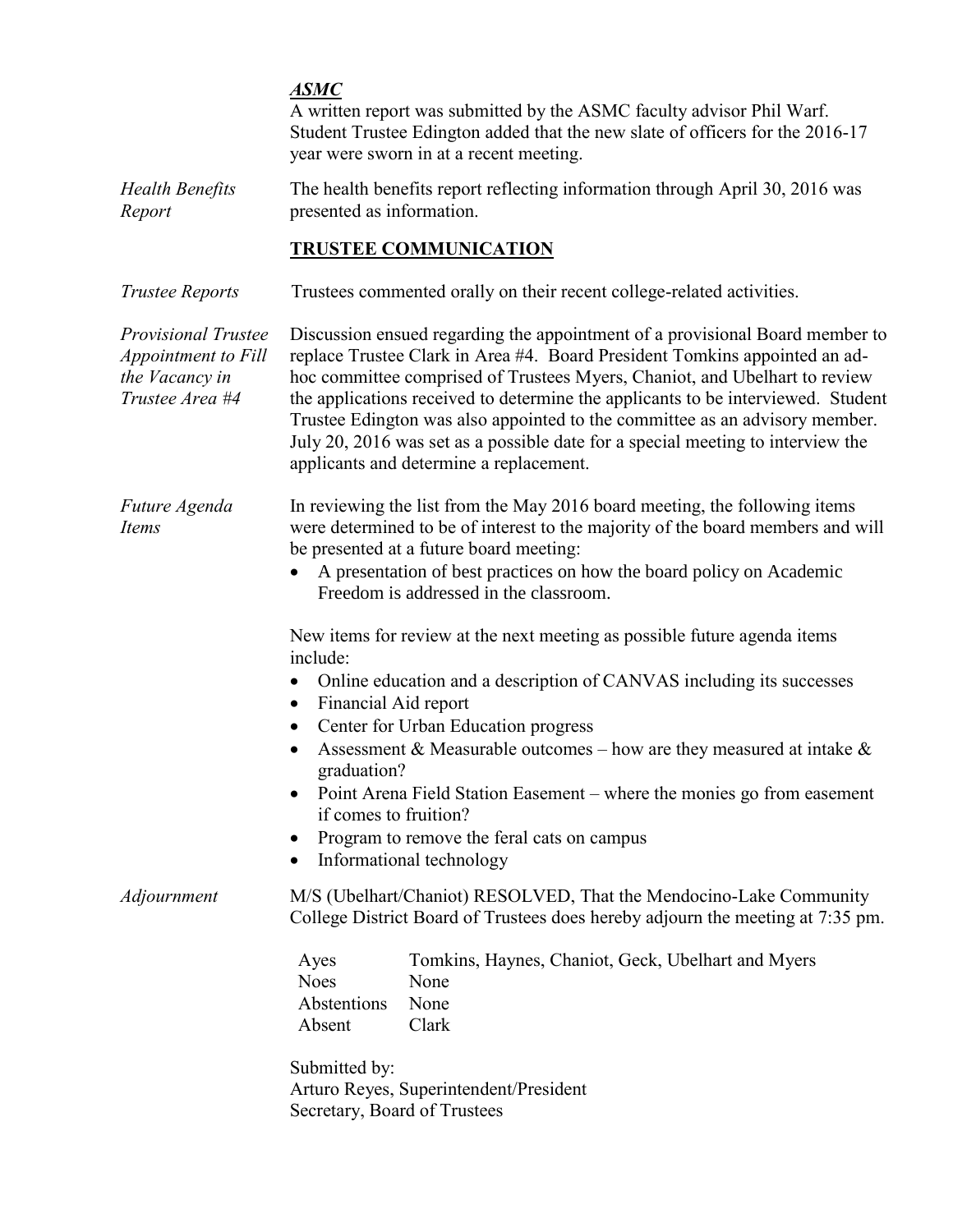***ASMC***

A written report was submitted by the ASMC faculty advisor Phil Warf. Student Trustee Edington added that the new slate of officers for the 2016-17 year were sworn in at a recent meeting.

*Health Benefits Report*

The health benefits report reflecting information through April 30, 2016 was presented as information.

## TRUSTEE COMMUNICATION

*Trustee Reports*

Trustees commented orally on their recent college-related activities.

*Provisional Trustee Appointment to Fill the Vacancy in Trustee Area #4*

Discussion ensued regarding the appointment of a provisional Board member to replace Trustee Clark in Area #4. Board President Tomkins appointed an ad-hoc committee comprised of Trustees Myers, Chaniot, and Ubelhart to review the applications received to determine the applicants to be interviewed. Student Trustee Edington was also appointed to the committee as an advisory member. July 20, 2016 was set as a possible date for a special meeting to interview the applicants and determine a replacement.

*Future Agenda Items*

In reviewing the list from the May 2016 board meeting, the following items were determined to be of interest to the majority of the board members and will be presented at a future board meeting:

- A presentation of best practices on how the board policy on Academic Freedom is addressed in the classroom.

New items for review at the next meeting as possible future agenda items include:

- Online education and a description of CANVAS including its successes
- Financial Aid report
- Center for Urban Education progress
- Assessment & Measurable outcomes – how are they measured at intake & graduation?
- Point Arena Field Station Easement – where the monies go from easement if comes to fruition?
- Program to remove the feral cats on campus
- Informational technology

*Adjournment*

M/S (Ubelhart/Chaniot) RESOLVED, That the Mendocino-Lake Community College District Board of Trustees does hereby adjourn the meeting at 7:35 pm.

| | |
|---|---|
| Ayes | Tomkins, Haynes, Chaniot, Geck, Ubelhart and Myers |
| Noes | None |
| Abstentions | None |
| Absent | Clark |

Submitted by:
Arturo Reyes, Superintendent/President
Secretary, Board of Trustees